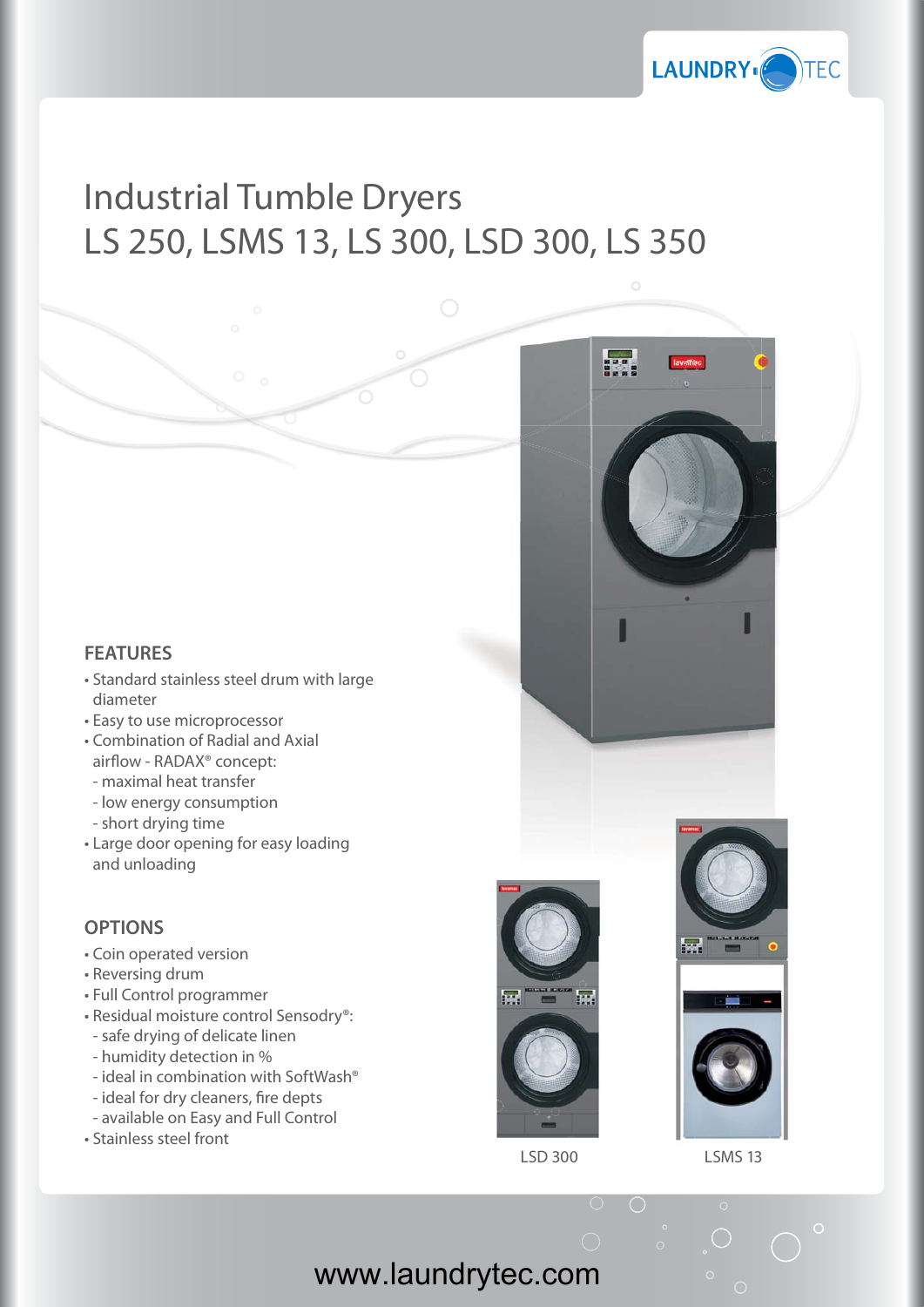# Industrial Tumble Dryers
## LS 250, LSMS 13, LS 300, LSD 300, LS 350

### FEATURES

- Standard stainless steel drum with large diameter
- Easy to use microprocessor
- Combination of Radial and Axial airflow - RADAX® concept:
  - maximal heat transfer
  - low energy consumption
  - short drying time
- Large door opening for easy loading and unloading

### OPTIONS

- Coin operated version
- Reversing drum
- Full Control programmer
- Residual moisture control Sensodry®:
  - safe drying of delicate linen
  - humidity detection in %
  - ideal in combination with SoftWash®
  - ideal for dry cleaners, fire depts
  - available on Easy and Full Control
- Stainless steel front

LSD 300

LSMS 13

www.laundrytec.com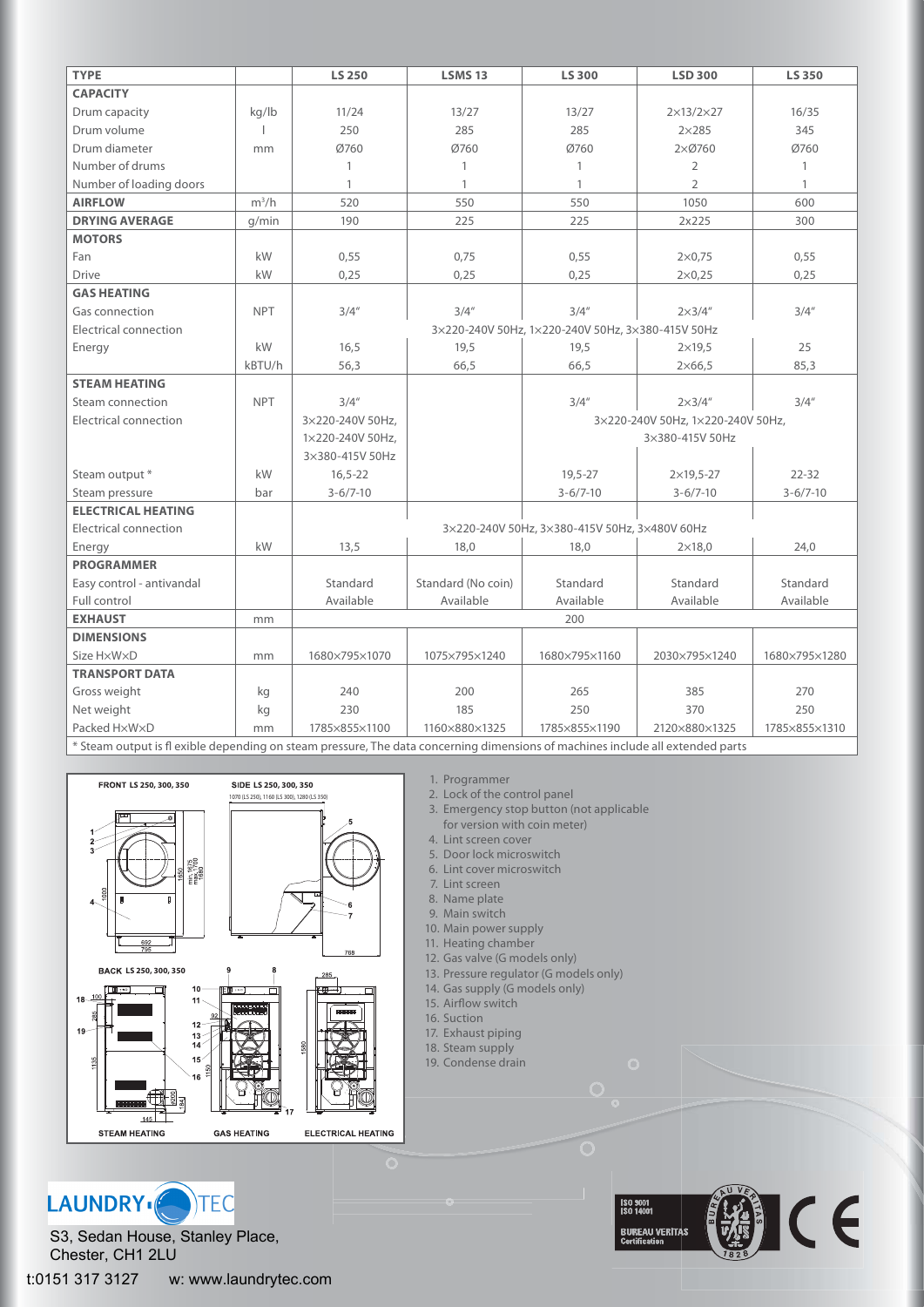| TYPE | | LS 250 | LSMS 13 | LS 300 | LSD 300 | LS 350 |
|---|---|---|---|---|---|---|
| **CAPACITY** | | | | | | |
| Drum capacity | kg/lb | 11/24 | 13/27 | 13/27 | 2×13/2×27 | 16/35 |
| Drum volume | l | 250 | 285 | 285 | 2×285 | 345 |
| Drum diameter | mm | Ø760 | Ø760 | Ø760 | 2×Ø760 | Ø760 |
| Number of drums | | 1 | 1 | 1 | 2 | 1 |
| Number of loading doors | | 1 | 1 | 1 | 2 | 1 |
| **AIRFLOW** | $m^3/h$ | 520 | 550 | 550 | 1050 | 600 |
| **DRYING AVERAGE** | g/min | 190 | 225 | 225 | 2x225 | 300 |
| **MOTORS** | | | | | | |
| Fan | kW | 0,55 | 0,75 | 0,55 | 2×0,75 | 0,55 |
| Drive | kW | 0,25 | 0,25 | 0,25 | 2×0,25 | 0,25 |
| **GAS HEATING** | | | | | | |
| Gas connection | NPT | 3/4" | 3/4" | 3/4" | 2×3/4" | 3/4" |
| Electrical connection | | 3×220-240V 50Hz, 1×220-240V 50Hz, 3×380-415V 50Hz | | | | |
| Energy | kW | 16,5 | 19,5 | 19,5 | 2×19,5 | 25 |
| | kBTU/h | 56,3 | 66,5 | 66,5 | 2×66,5 | 85,3 |
| **STEAM HEATING** | | | | | | |
| Steam connection | NPT | 3/4" | | 3/4" | 2×3/4" | 3/4" |
| Electrical connection | | 3×220-240V 50Hz, 1×220-240V 50Hz, 3×380-415V 50Hz | | 3×220-240V 50Hz, 1×220-240V 50Hz, 3×380-415V 50Hz | | |
| Steam output * | kW | 16,5-22 | | 19,5-27 | 2×19,5-27 | 22-32 |
| Steam pressure | bar | 3-6/7-10 | | 3-6/7-10 | 3-6/7-10 | 3-6/7-10 |
| **ELECTRICAL HEATING** | | | | | | |
| Electrical connection | | 3×220-240V 50Hz, 3×380-415V 50Hz, 3×480V 60Hz | | | | |
| Energy | kW | 13,5 | 18,0 | 18,0 | 2×18,0 | 24,0 |
| **PROGRAMMER** | | | | | | |
| Easy control - antivandal | | Standard | Standard (No coin) | Standard | Standard | Standard |
| Full control | | Available | Available | Available | Available | Available |
| **EXHAUST** | mm | 200 | | | | |
| **DIMENSIONS** | | | | | | |
| Size H×W×D | mm | 1680×795×1070 | 1075×795×1240 | 1680×795×1160 | 2030×795×1240 | 1680×795×1280 |
| **TRANSPORT DATA** | | | | | | |
| Gross weight | kg | 240 | 200 | 265 | 385 | 270 |
| Net weight | kg | 230 | 185 | 250 | 370 | 250 |
| Packed H×W×D | mm | 1785×855×1100 | 1160×880×1325 | 1785×855×1190 | 2120×880×1325 | 1785×855×1310 |

* Steam output is fl exible depending on steam pressure, The data concerning dimensions of machines include all extended parts

FRONT LS 250, 300, 350

SIDE LS 250, 300, 350

1070 (LS 250), 1160 (LS 300), 1280 (LS 350)

BACK LS 250, 300, 350

STEAM HEATING

GAS HEATING

ELECTRICAL HEATING

1. Programmer
2. Lock of the control panel
3. Emergency stop button (not applicable for version with coin meter)
4. Lint screen cover
5. Door lock microswitch
6. Lint cover microswitch
7. Lint screen
8. Name plate
9. Main switch
10. Main power supply
11. Heating chamber
12. Gas valve (G models only)
13. Pressure regulator (G models only)
14. Gas supply (G models only)
15. Airflow switch
16. Suction
17. Exhaust piping
18. Steam supply
19. Condense drain

LAUNDRYTEC

S3, Sedan House, Stanley Place, Chester, CH1 2LU

t:0151 317 3127 w: www.laundrytec.com

ISO 9001
ISO 14001
BUREAU VERITAS Certification